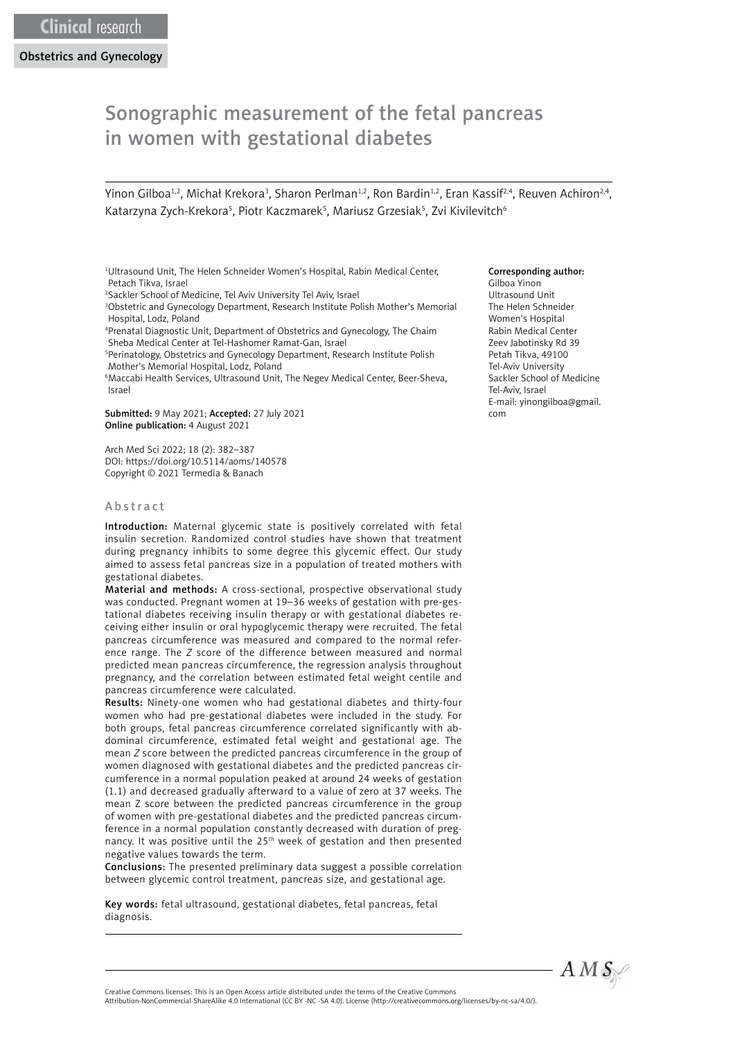Clinical research

Obstetrics and Gynecology

# Sonographic measurement of the fetal pancreas in women with gestational diabetes

Yinon Gilboa[1,2], Michał Krekora[3], Sharon Perlman[1,2], Ron Bardin[1,2], Eran Kassif[2,4], Reuven Achiron[2,4], Katarzyna Zych-Krekora[5], Piotr Kaczmarek[5], Mariusz Grzesiak[5], Zvi Kivilevitch[6]

[1]Ultrasound Unit, The Helen Schneider Women's Hospital, Rabin Medical Center, Petach Tikva, Israel
[2]Sackler School of Medicine, Tel Aviv University Tel Aviv, Israel
[3]Obstetric and Gynecology Department, Research Institute Polish Mother's Memorial Hospital, Lodz, Poland
[4]Prenatal Diagnostic Unit, Department of Obstetrics and Gynecology, The Chaim Sheba Medical Center at Tel-Hashomer Ramat-Gan, Israel
[5]Perinatology, Obstetrics and Gynecology Department, Research Institute Polish Mother's Memorial Hospital, Lodz, Poland
[6]Maccabi Health Services, Ultrasound Unit, The Negev Medical Center, Beer-Sheva, Israel

**Corresponding author:**
Gilboa Yinon
Ultrasound Unit
The Helen Schneider Women's Hospital
Rabin Medical Center
Zeev Jabotinsky Rd 39
Petah Tikva, 49100
Tel-Aviv University
Sackler School of Medicine
Tel-Aviv, Israel
E-mail: yinongilboa@gmail.com

**Submitted:** 9 May 2021; **Accepted:** 27 July 2021
**Online publication:** 4 August 2021

Arch Med Sci 2022; 18 (2): 382–387
DOI: https://doi.org/10.5114/aoms/140578
Copyright © 2021 Termedia & Banach

## Abstract

**Introduction:** Maternal glycemic state is positively correlated with fetal insulin secretion. Randomized control studies have shown that treatment during pregnancy inhibits to some degree this glycemic effect. Our study aimed to assess fetal pancreas size in a population of treated mothers with gestational diabetes.

**Material and methods:** A cross-sectional, prospective observational study was conducted. Pregnant women at 19–36 weeks of gestation with pre-gestational diabetes receiving insulin therapy or with gestational diabetes receiving either insulin or oral hypoglycemic therapy were recruited. The fetal pancreas circumference was measured and compared to the normal reference range. The *Z* score of the difference between measured and normal predicted mean pancreas circumference, the regression analysis throughout pregnancy, and the correlation between estimated fetal weight centile and pancreas circumference were calculated.

**Results:** Ninety-one women who had gestational diabetes and thirty-four women who had pre-gestational diabetes were included in the study. For both groups, fetal pancreas circumference correlated significantly with abdominal circumference, estimated fetal weight and gestational age. The mean *Z* score between the predicted pancreas circumference in the group of women diagnosed with gestational diabetes and the predicted pancreas circumference in a normal population peaked at around 24 weeks of gestation (1.1) and decreased gradually afterward to a value of zero at 37 weeks. The mean Z score between the predicted pancreas circumference in the group of women with pre-gestational diabetes and the predicted pancreas circumference in a normal population constantly decreased with duration of pregnancy. It was positive until the 25th week of gestation and then presented negative values towards the term.

**Conclusions:** The presented preliminary data suggest a possible correlation between glycemic control treatment, pancreas size, and gestational age.

**Key words:** fetal ultrasound, gestational diabetes, fetal pancreas, fetal diagnosis.

Creative Commons licenses: This is an Open Access article distributed under the terms of the Creative Commons Attribution-NonCommercial-ShareAlike 4.0 International (CC BY -NC -SA 4.0). License (http://creativecommons.org/licenses/by-nc-sa/4.0/).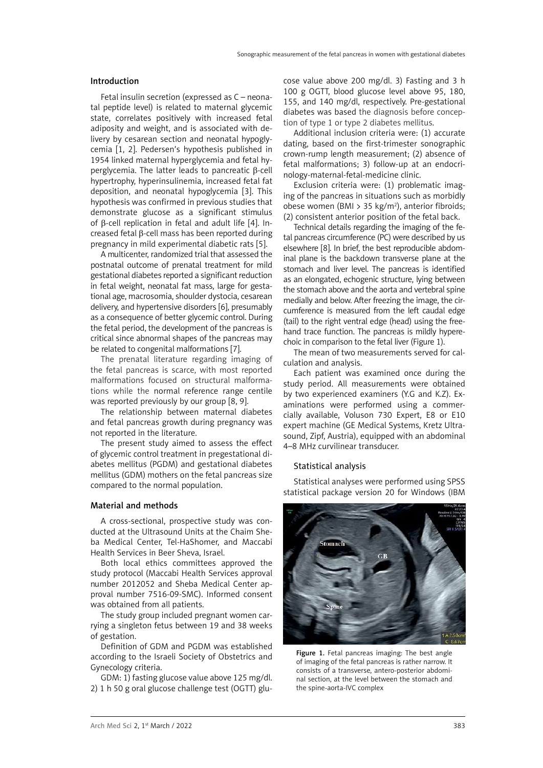## Introduction

Fetal insulin secretion (expressed as C – neonatal peptide level) is related to maternal glycemic state, correlates positively with increased fetal adiposity and weight, and is associated with delivery by cesarean section and neonatal hypoglycemia [1, 2]. Pedersen's hypothesis published in 1954 linked maternal hyperglycemia and fetal hyperglycemia. The latter leads to pancreatic β-cell hypertrophy, hyperinsulinemia, increased fetal fat deposition, and neonatal hypoglycemia [3]. This hypothesis was confirmed in previous studies that demonstrate glucose as a significant stimulus of β-cell replication in fetal and adult life [4]. Increased fetal β-cell mass has been reported during pregnancy in mild experimental diabetic rats [5].

A multicenter, randomized trial that assessed the postnatal outcome of prenatal treatment for mild gestational diabetes reported a significant reduction in fetal weight, neonatal fat mass, large for gestational age, macrosomia, shoulder dystocia, cesarean delivery, and hypertensive disorders [6], presumably as a consequence of better glycemic control. During the fetal period, the development of the pancreas is critical since abnormal shapes of the pancreas may be related to congenital malformations [7].

The prenatal literature regarding imaging of the fetal pancreas is scarce, with most reported malformations focused on structural malformations while the normal reference range centile was reported previously by our group [8, 9].

The relationship between maternal diabetes and fetal pancreas growth during pregnancy was not reported in the literature.

The present study aimed to assess the effect of glycemic control treatment in pregestational diabetes mellitus (PGDM) and gestational diabetes mellitus (GDM) mothers on the fetal pancreas size compared to the normal population.

## Material and methods

A cross-sectional, prospective study was conducted at the Ultrasound Units at the Chaim Sheba Medical Center, Tel-HaShomer, and Maccabi Health Services in Beer Sheva, Israel.

Both local ethics committees approved the study protocol (Maccabi Health Services approval number 2012052 and Sheba Medical Center approval number 7516-09-SMC). Informed consent was obtained from all patients.

The study group included pregnant women carrying a singleton fetus between 19 and 38 weeks of gestation.

Definition of GDM and PGDM was established according to the Israeli Society of Obstetrics and Gynecology criteria.

GDM: 1) fasting glucose value above 125 mg/dl. 2) 1 h 50 g oral glucose challenge test (OGTT) glucose value above 200 mg/dl. 3) Fasting and 3 h 100 g OGTT, blood glucose level above 95, 180, 155, and 140 mg/dl, respectively. Pre-gestational diabetes was based the diagnosis before conception of type 1 or type 2 diabetes mellitus.

Additional inclusion criteria were: (1) accurate dating, based on the first-trimester sonographic crown-rump length measurement; (2) absence of fetal malformations; 3) follow-up at an endocrinology-maternal-fetal-medicine clinic.

Exclusion criteria were: (1) problematic imaging of the pancreas in situations such as morbidly obese women (BMI > 35 kg/m$^2$), anterior fibroids; (2) consistent anterior position of the fetal back.

Technical details regarding the imaging of the fetal pancreas circumference (PC) were described by us elsewhere [8]. In brief, the best reproducible abdominal plane is the backdown transverse plane at the stomach and liver level. The pancreas is identified as an elongated, echogenic structure, lying between the stomach above and the aorta and vertebral spine medially and below. After freezing the image, the circumference is measured from the left caudal edge (tail) to the right ventral edge (head) using the freehand trace function. The pancreas is mildly hyperechoic in comparison to the fetal liver (Figure 1).

The mean of two measurements served for calculation and analysis.

Each patient was examined once during the study period. All measurements were obtained by two experienced examiners (Y.G and K.Z). Examinations were performed using a commercially available, Voluson 730 Expert, E8 or E10 expert machine (GE Medical Systems, Kretz Ultrasound, Zipf, Austria), equipped with an abdominal 4–8 MHz curvilinear transducer.

### Statistical analysis

Statistical analyses were performed using SPSS statistical package version 20 for Windows (IBM

Figure 1. Fetal pancreas imaging: The best angle of imaging of the fetal pancreas is rather narrow. It consists of a transverse, antero-posterior abdominal section, at the level between the stomach and the spine-aorta-IVC complex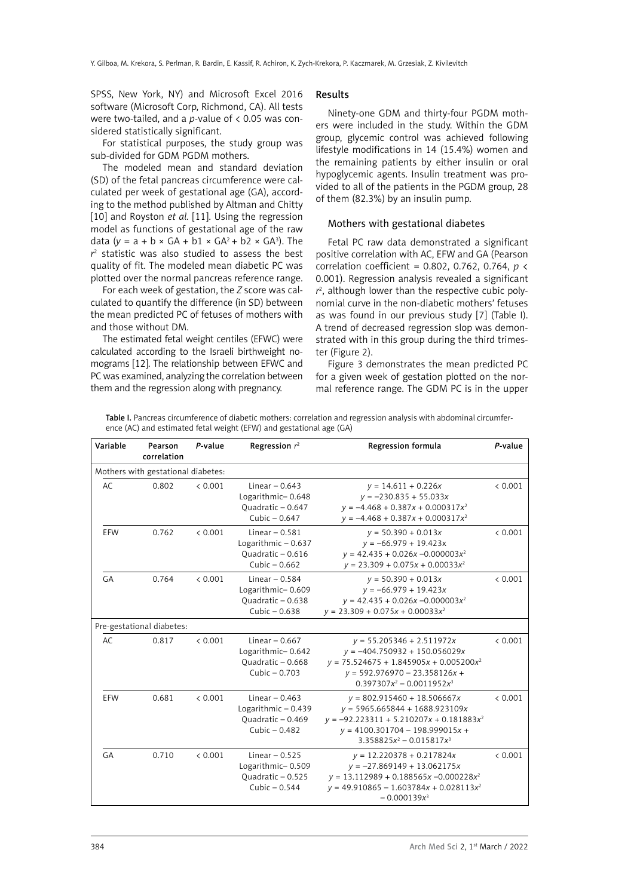SPSS, New York, NY) and Microsoft Excel 2016 software (Microsoft Corp, Richmond, CA). All tests were two-tailed, and a *p*-value of < 0.05 was considered statistically significant.

For statistical purposes, the study group was sub-divided for GDM PGDM mothers.

The modeled mean and standard deviation (SD) of the fetal pancreas circumference were calculated per week of gestational age (GA), according to the method published by Altman and Chitty [10] and Royston *et al.* [11]. Using the regression model as functions of gestational age of the raw data ($y = a + b \times GA + b1 \times GA^2 + b2 \times GA^3$). The $r^2$ statistic was also studied to assess the best quality of fit. The modeled mean diabetic PC was plotted over the normal pancreas reference range.

For each week of gestation, the *Z* score was calculated to quantify the difference (in SD) between the mean predicted PC of fetuses of mothers with and those without DM.

The estimated fetal weight centiles (EFWC) were calculated according to the Israeli birthweight nomograms [12]. The relationship between EFWC and PC was examined, analyzing the correlation between them and the regression along with pregnancy.

## Results

Ninety-one GDM and thirty-four PGDM mothers were included in the study. Within the GDM group, glycemic control was achieved following lifestyle modifications in 14 (15.4%) women and the remaining patients by either insulin or oral hypoglycemic agents. Insulin treatment was provided to all of the patients in the PGDM group, 28 of them (82.3%) by an insulin pump.

### Mothers with gestational diabetes

Fetal PC raw data demonstrated a significant positive correlation with AC, EFW and GA (Pearson correlation coefficient = 0.802, 0.762, 0.764, $p < 0.001$). Regression analysis revealed a significant $r^2$, although lower than the respective cubic polynomial curve in the non-diabetic mothers' fetuses as was found in our previous study [7] (Table I). A trend of decreased regression slop was demonstrated with in this group during the third trimester (Figure 2).

Figure 3 demonstrates the mean predicted PC for a given week of gestation plotted on the normal reference range. The GDM PC is in the upper

**Table I.** Pancreas circumference of diabetic mothers: correlation and regression analysis with abdominal circumference (AC) and estimated fetal weight (EFW) and gestational age (GA)

| Variable | Pearson correlation | *P*-value | Regression $r^2$ | Regression formula | *P*-value |
|---|---|---|---|---|---|
| Mothers with gestational diabetes: | | | | | |
| AC | 0.802 | < 0.001 | Linear – 0.643<br>Logarithmic– 0.648<br>Quadratic – 0.647<br>Cubic – 0.647 | $y = 14.611 + 0.226x$<br>$y = -230.835 + 55.033x$<br>$y = -4.468 + 0.387x + 0.000317x^2$<br>$y = -4.468 + 0.387x + 0.000317x^2$ | < 0.001 |
| EFW | 0.762 | < 0.001 | Linear – 0.581<br>Logarithmic – 0.637<br>Quadratic – 0.616<br>Cubic – 0.662 | $y = 50.390 + 0.013x$<br>$y = -66.979 + 19.423x$<br>$y = 42.435 + 0.026x - 0.000003x^2$<br>$y = 23.309 + 0.075x + 0.00033x^2$ | < 0.001 |
| GA | 0.764 | < 0.001 | Linear – 0.584<br>Logarithmic– 0.609<br>Quadratic – 0.638<br>Cubic – 0.638 | $y = 50.390 + 0.013x$<br>$y = -66.979 + 19.423x$<br>$y = 42.435 + 0.026x - 0.000003x^2$<br>$y = 23.309 + 0.075x + 0.00033x^2$ | < 0.001 |
| Pre-gestational diabetes: | | | | | |
| AC | 0.817 | < 0.001 | Linear – 0.667<br>Logarithmic– 0.642<br>Quadratic – 0.668<br>Cubic – 0.703 | $y = 55.205346 + 2.511972x$<br>$y = -404.750932 + 150.056029x$<br>$y = 75.524675 + 1.845905x + 0.005200x^2$<br>$y = 592.976970 - 23.358126x + 0.397307x^2 - 0.0011952x^3$ | < 0.001 |
| EFW | 0.681 | < 0.001 | Linear – 0.463<br>Logarithmic – 0.439<br>Quadratic – 0.469<br>Cubic – 0.482 | $y = 802.915460 + 18.506667x$<br>$y = 5965.665844 + 1688.923109x$<br>$y = -92.223311 + 5.210207x + 0.181883x^2$<br>$y = 4100.301704 - 198.999015x + 3.358825x^2 - 0.015817x^3$ | < 0.001 |
| GA | 0.710 | < 0.001 | Linear – 0.525<br>Logarithmic– 0.509<br>Quadratic – 0.525<br>Cubic – 0.544 | $y = 12.220378 + 0.217824x$<br>$y = -27.869149 + 13.062175x$<br>$y = 13.112989 + 0.188565x - 0.000228x^2$<br>$y = 49.910865 - 1.603784x + 0.028113x^2 - 0.000139x^3$ | < 0.001 |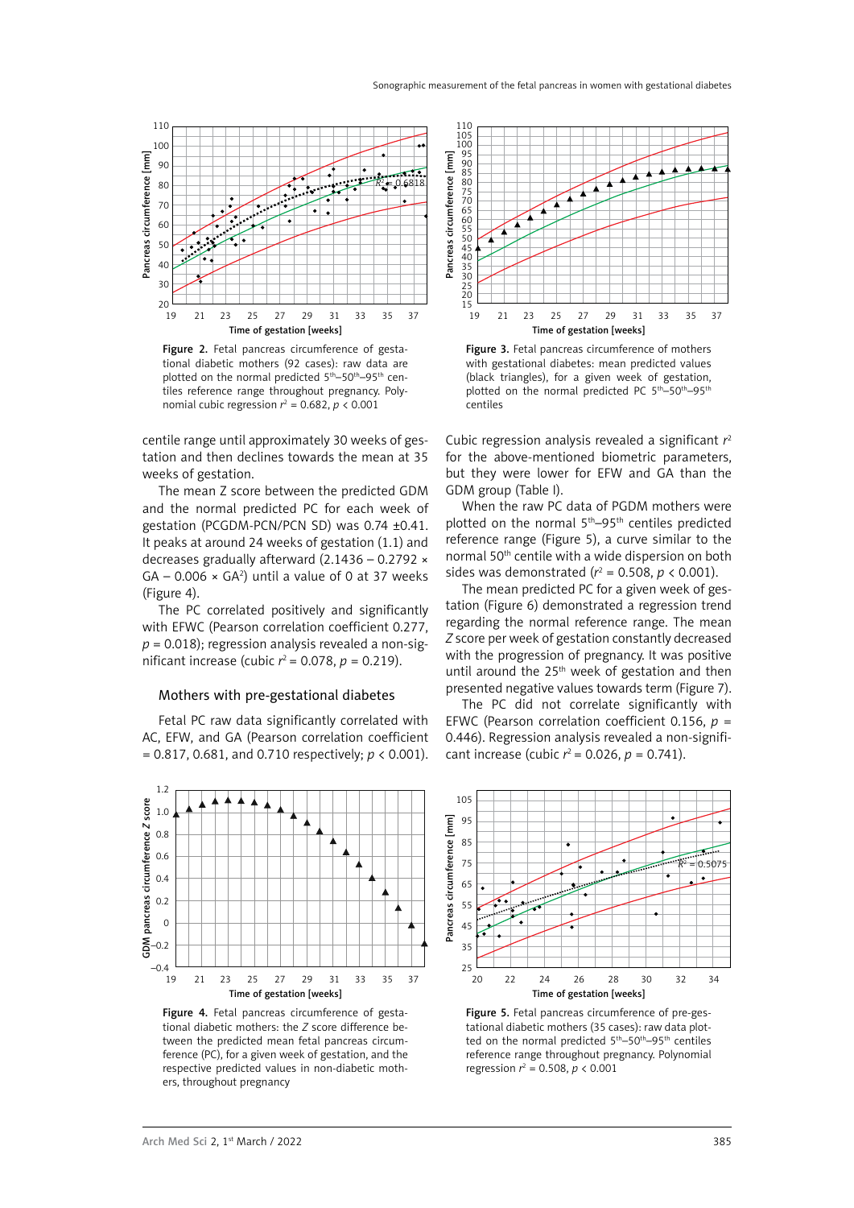Figure 2. Fetal pancreas circumference of gestational diabetic mothers (92 cases): raw data are plotted on the normal predicted 5th–50th–95th centiles reference range throughout pregnancy. Polynomial cubic regression $r^2 = 0.682$, $p < 0.001$

Figure 3. Fetal pancreas circumference of mothers with gestational diabetes: mean predicted values (black triangles), for a given week of gestation, plotted on the normal predicted PC 5th–50th–95th centiles

centile range until approximately 30 weeks of gestation and then declines towards the mean at 35 weeks of gestation.

The mean Z score between the predicted GDM and the normal predicted PC for each week of gestation (PCGDM-PCN/PCN SD) was 0.74 ±0.41. It peaks at around 24 weeks of gestation (1.1) and decreases gradually afterward ($2.1436 - 0.2792 \times GA - 0.006 \times GA^2$) until a value of 0 at 37 weeks (Figure 4).

The PC correlated positively and significantly with EFWC (Pearson correlation coefficient 0.277, $p = 0.018$); regression analysis revealed a non-significant increase (cubic $r^2 = 0.078$, $p = 0.219$).

### Mothers with pre-gestational diabetes

Fetal PC raw data significantly correlated with AC, EFW, and GA (Pearson correlation coefficient = 0.817, 0.681, and 0.710 respectively; $p < 0.001$). Cubic regression analysis revealed a significant $r^2$ for the above-mentioned biometric parameters, but they were lower for EFW and GA than the GDM group (Table I).

When the raw PC data of PGDM mothers were plotted on the normal 5th–95th centiles predicted reference range (Figure 5), a curve similar to the normal 50th centile with a wide dispersion on both sides was demonstrated ($r^2 = 0.508$, $p < 0.001$).

The mean predicted PC for a given week of gestation (Figure 6) demonstrated a regression trend regarding the normal reference range. The mean *Z* score per week of gestation constantly decreased with the progression of pregnancy. It was positive until around the 25th week of gestation and then presented negative values towards term (Figure 7).

The PC did not correlate significantly with EFWC (Pearson correlation coefficient 0.156, $p = 0.446$). Regression analysis revealed a non-significant increase (cubic $r^2 = 0.026$, $p = 0.741$).

Figure 4. Fetal pancreas circumference of gestational diabetic mothers: the *Z* score difference between the predicted mean fetal pancreas circumference (PC), for a given week of gestation, and the respective predicted values in non-diabetic mothers, throughout pregnancy

Figure 5. Fetal pancreas circumference of pre-gestational diabetic mothers (35 cases): raw data plotted on the normal predicted 5th–50th–95th centiles reference range throughout pregnancy. Polynomial regression $r^2 = 0.508$, $p < 0.001$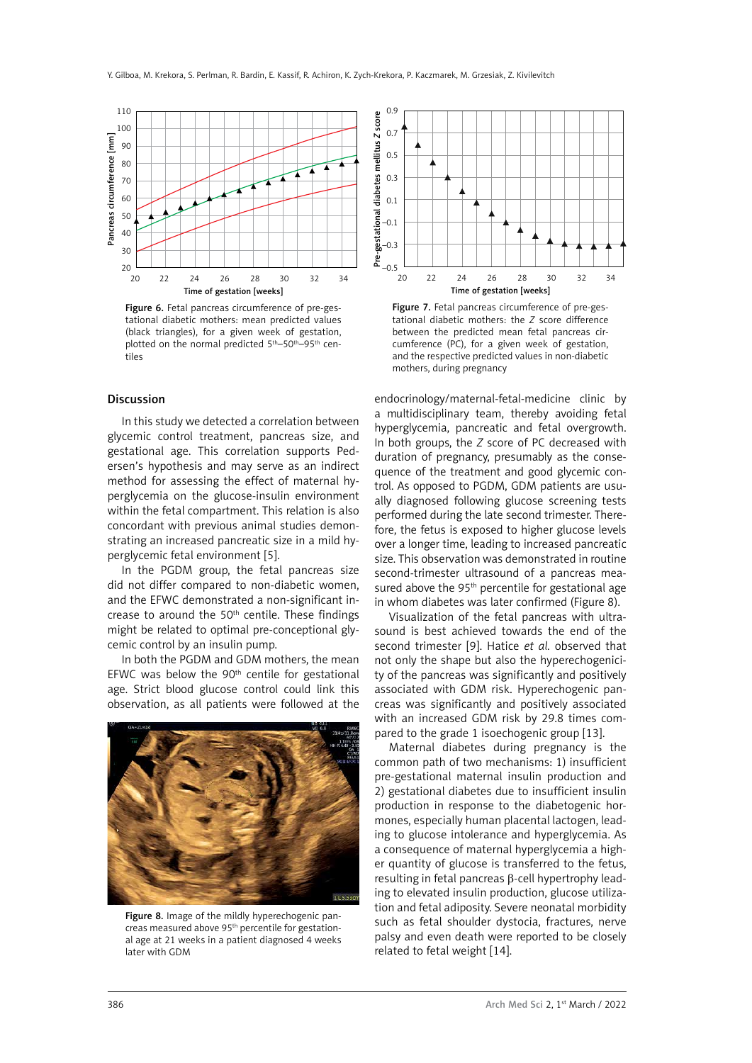Figure 6. Fetal pancreas circumference of pre-gestational diabetic mothers: mean predicted values (black triangles), for a given week of gestation, plotted on the normal predicted 5th–50th–95th centiles

Figure 7. Fetal pancreas circumference of pre-gestational diabetic mothers: the *Z* score difference between the predicted mean fetal pancreas circumference (PC), for a given week of gestation, and the respective predicted values in non-diabetic mothers, during pregnancy

## Discussion

In this study we detected a correlation between glycemic control treatment, pancreas size, and gestational age. This correlation supports Pedersen's hypothesis and may serve as an indirect method for assessing the effect of maternal hyperglycemia on the glucose-insulin environment within the fetal compartment. This relation is also concordant with previous animal studies demonstrating an increased pancreatic size in a mild hyperglycemic fetal environment [5].

In the PGDM group, the fetal pancreas size did not differ compared to non-diabetic women, and the EFWC demonstrated a non-significant increase to around the 50th centile. These findings might be related to optimal pre-conceptional glycemic control by an insulin pump.

In both the PGDM and GDM mothers, the mean EFWC was below the 90th centile for gestational age. Strict blood glucose control could link this observation, as all patients were followed at the endocrinology/maternal-fetal-medicine clinic by a multidisciplinary team, thereby avoiding fetal hyperglycemia, pancreatic and fetal overgrowth. In both groups, the *Z* score of PC decreased with duration of pregnancy, presumably as the consequence of the treatment and good glycemic control. As opposed to PGDM, GDM patients are usually diagnosed following glucose screening tests performed during the late second trimester. Therefore, the fetus is exposed to higher glucose levels over a longer time, leading to increased pancreatic size. This observation was demonstrated in routine second-trimester ultrasound of a pancreas measured above the 95th percentile for gestational age in whom diabetes was later confirmed (Figure 8).

Figure 8. Image of the mildly hyperechogenic pancreas measured above 95th percentile for gestational age at 21 weeks in a patient diagnosed 4 weeks later with GDM

Visualization of the fetal pancreas with ultrasound is best achieved towards the end of the second trimester [9]. Hatice *et al.* observed that not only the shape but also the hyperechogenicity of the pancreas was significantly and positively associated with GDM risk. Hyperechogenic pancreas was significantly and positively associated with an increased GDM risk by 29.8 times compared to the grade 1 isoechogenic group [13].

Maternal diabetes during pregnancy is the common path of two mechanisms: 1) insufficient pre-gestational maternal insulin production and 2) gestational diabetes due to insufficient insulin production in response to the diabetogenic hormones, especially human placental lactogen, leading to glucose intolerance and hyperglycemia. As a consequence of maternal hyperglycemia a higher quantity of glucose is transferred to the fetus, resulting in fetal pancreas β-cell hypertrophy leading to elevated insulin production, glucose utilization and fetal adiposity. Severe neonatal morbidity such as fetal shoulder dystocia, fractures, nerve palsy and even death were reported to be closely related to fetal weight [14].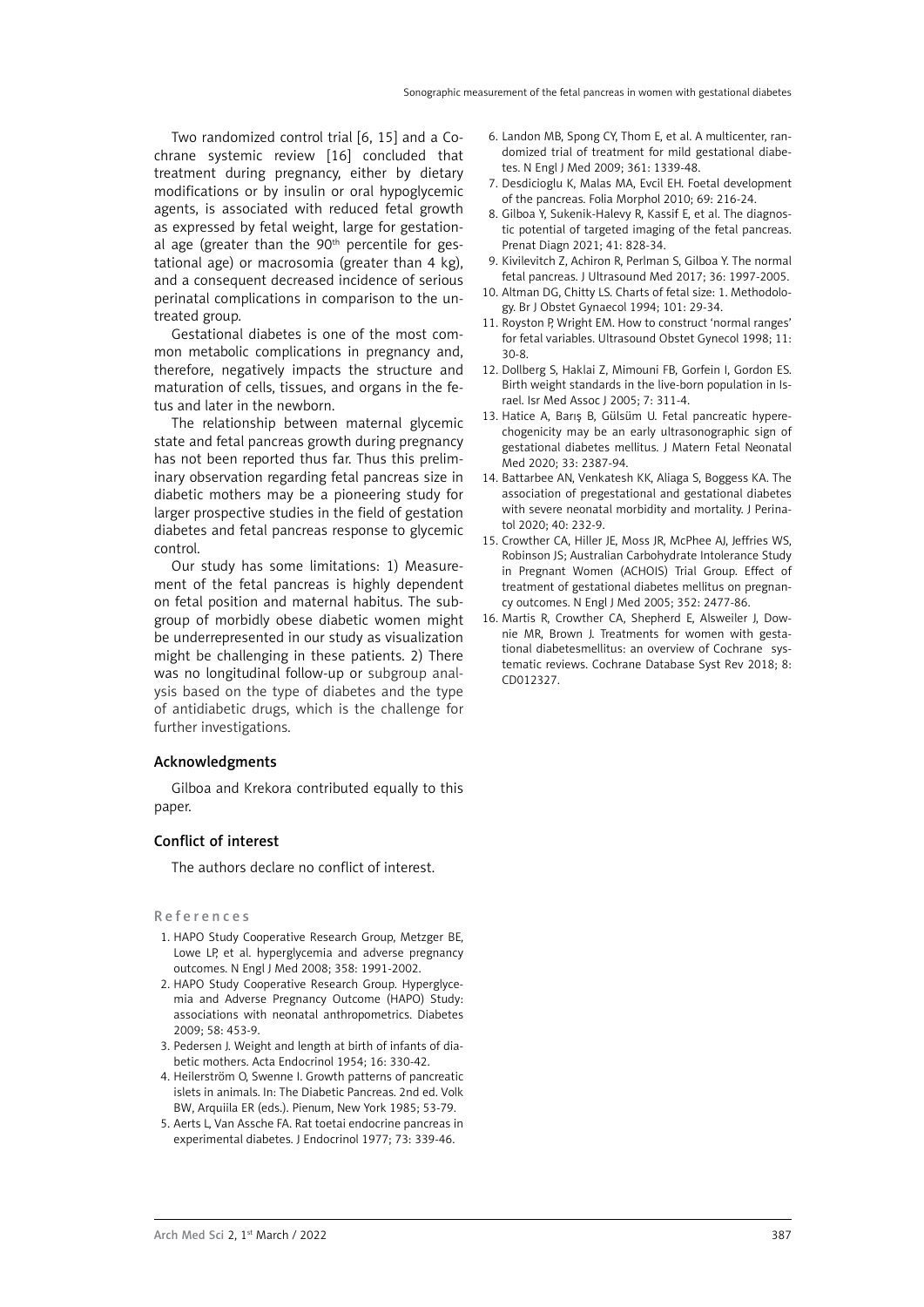Two randomized control trial [6, 15] and a Cochrane systemic review [16] concluded that treatment during pregnancy, either by dietary modifications or by insulin or oral hypoglycemic agents, is associated with reduced fetal growth as expressed by fetal weight, large for gestational age (greater than the 90th percentile for gestational age) or macrosomia (greater than 4 kg), and a consequent decreased incidence of serious perinatal complications in comparison to the untreated group.

Gestational diabetes is one of the most common metabolic complications in pregnancy and, therefore, negatively impacts the structure and maturation of cells, tissues, and organs in the fetus and later in the newborn.

The relationship between maternal glycemic state and fetal pancreas growth during pregnancy has not been reported thus far. Thus this preliminary observation regarding fetal pancreas size in diabetic mothers may be a pioneering study for larger prospective studies in the field of gestation diabetes and fetal pancreas response to glycemic control.

Our study has some limitations: 1) Measurement of the fetal pancreas is highly dependent on fetal position and maternal habitus. The subgroup of morbidly obese diabetic women might be underrepresented in our study as visualization might be challenging in these patients. 2) There was no longitudinal follow-up or subgroup analysis based on the type of diabetes and the type of antidiabetic drugs, which is the challenge for further investigations.

## Acknowledgments

Gilboa and Krekora contributed equally to this paper.

## Conflict of interest

The authors declare no conflict of interest.

## References

1. HAPO Study Cooperative Research Group, Metzger BE, Lowe LP, et al. hyperglycemia and adverse pregnancy outcomes. N Engl J Med 2008; 358: 1991-2002.
2. HAPO Study Cooperative Research Group. Hyperglycemia and Adverse Pregnancy Outcome (HAPO) Study: associations with neonatal anthropometrics. Diabetes 2009; 58: 453-9.
3. Pedersen J. Weight and length at birth of infants of diabetic mothers. Acta Endocrinol 1954; 16: 330-42.
4. Heilerström O, Swenne I. Growth patterns of pancreatic islets in animals. In: The Diabetic Pancreas. 2nd ed. Volk BW, Arquiila ER (eds.). Pienum, New York 1985; 53-79.
5. Aerts L, Van Assche FA. Rat toetai endocrine pancreas in experimental diabetes. J Endocrinol 1977; 73: 339-46.
6. Landon MB, Spong CY, Thom E, et al. A multicenter, randomized trial of treatment for mild gestational diabetes. N Engl J Med 2009; 361: 1339-48.
7. Desdicioglu K, Malas MA, Evcil EH. Foetal development of the pancreas. Folia Morphol 2010; 69: 216-24.
8. Gilboa Y, Sukenik-Halevy R, Kassif E, et al. The diagnostic potential of targeted imaging of the fetal pancreas. Prenat Diagn 2021; 41: 828-34.
9. Kivilevitch Z, Achiron R, Perlman S, Gilboa Y. The normal fetal pancreas. J Ultrasound Med 2017; 36: 1997-2005.
10. Altman DG, Chitty LS. Charts of fetal size: 1. Methodology. Br J Obstet Gynaecol 1994; 101: 29-34.
11. Royston P, Wright EM. How to construct 'normal ranges' for fetal variables. Ultrasound Obstet Gynecol 1998; 11: 30-8.
12. Dollberg S, Haklai Z, Mimouni FB, Gorfein I, Gordon ES. Birth weight standards in the live-born population in Israel. Isr Med Assoc J 2005; 7: 311-4.
13. Hatice A, Barış B, Gülsüm U. Fetal pancreatic hyperechogenicity may be an early ultrasonographic sign of gestational diabetes mellitus. J Matern Fetal Neonatal Med 2020; 33: 2387-94.
14. Battarbee AN, Venkatesh KK, Aliaga S, Boggess KA. The association of pregestational and gestational diabetes with severe neonatal morbidity and mortality. J Perinatol 2020; 40: 232-9.
15. Crowther CA, Hiller JE, Moss JR, McPhee AJ, Jeffries WS, Robinson JS; Australian Carbohydrate Intolerance Study in Pregnant Women (ACHOIS) Trial Group. Effect of treatment of gestational diabetes mellitus on pregnancy outcomes. N Engl J Med 2005; 352: 2477-86.
16. Martis R, Crowther CA, Shepherd E, Alsweiler J, Downie MR, Brown J. Treatments for women with gestational diabetesmellitus: an overview of Cochrane systematic reviews. Cochrane Database Syst Rev 2018; 8: CD012327.